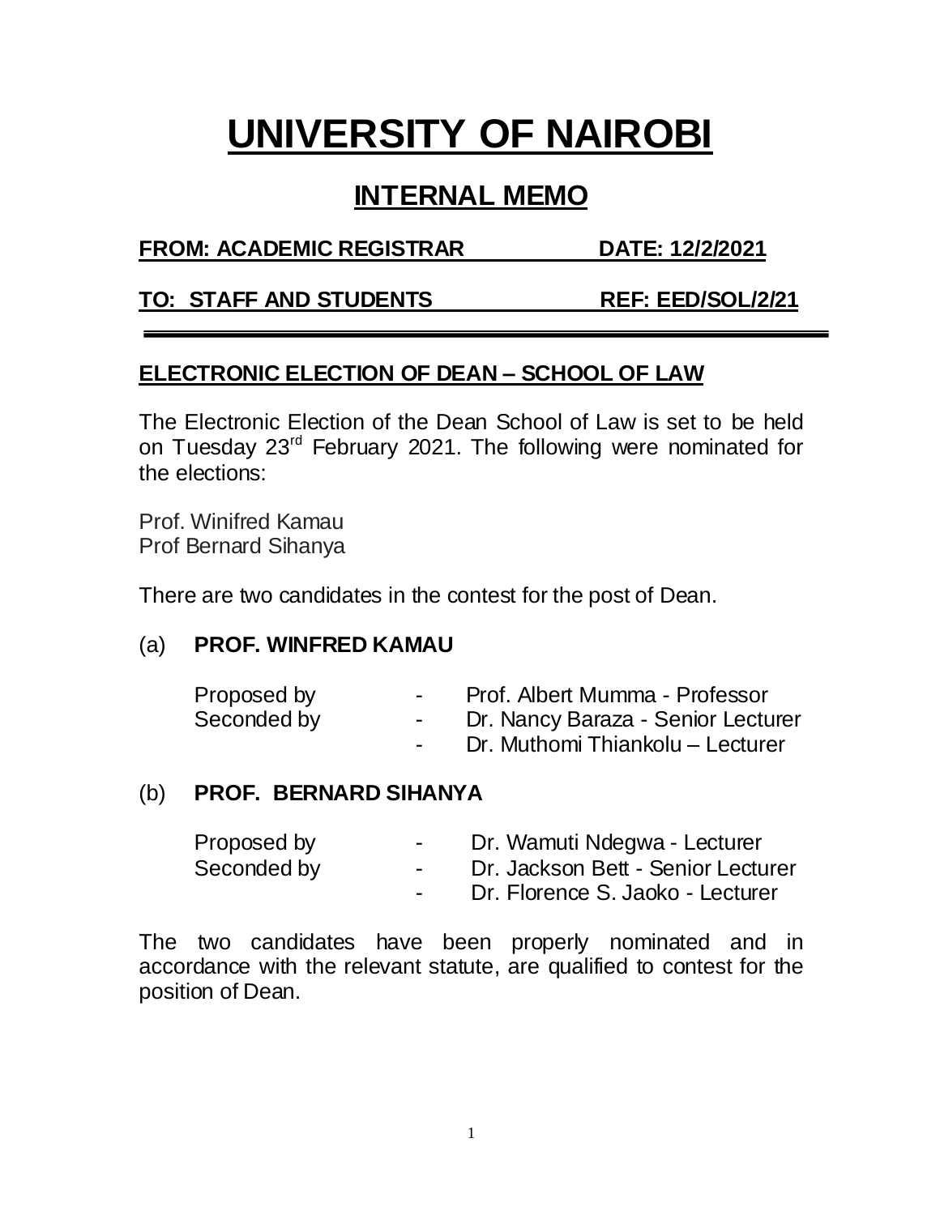# UNIVERSITY OF NAIROBI

## INTERNAL MEMO

**FROM: ACADEMIC REGISTRAR DATE: 12/2/2021**

**TO: STAFF AND STUDENTS REF: EED/SOL/2/21**

---

**ELECTRONIC ELECTION OF DEAN – SCHOOL OF LAW**

The Electronic Election of the Dean School of Law is set to be held on Tuesday 23rd February 2021. The following were nominated for the elections:

Prof. Winifred Kamau
Prof Bernard Sihanya

There are two candidates in the contest for the post of Dean.

(a) **PROF. WINFRED KAMAU**

| | | |
|---|---|---|
| Proposed by | - | Prof. Albert Mumma - Professor |
| Seconded by | - | Dr. Nancy Baraza - Senior Lecturer |
| | - | Dr. Muthomi Thiankolu – Lecturer |

(b) **PROF. BERNARD SIHANYA**

| | | |
|---|---|---|
| Proposed by | - | Dr. Wamuti Ndegwa - Lecturer |
| Seconded by | - | Dr. Jackson Bett - Senior Lecturer |
| | - | Dr. Florence S. Jaoko - Lecturer |

The two candidates have been properly nominated and in accordance with the relevant statute, are qualified to contest for the position of Dean.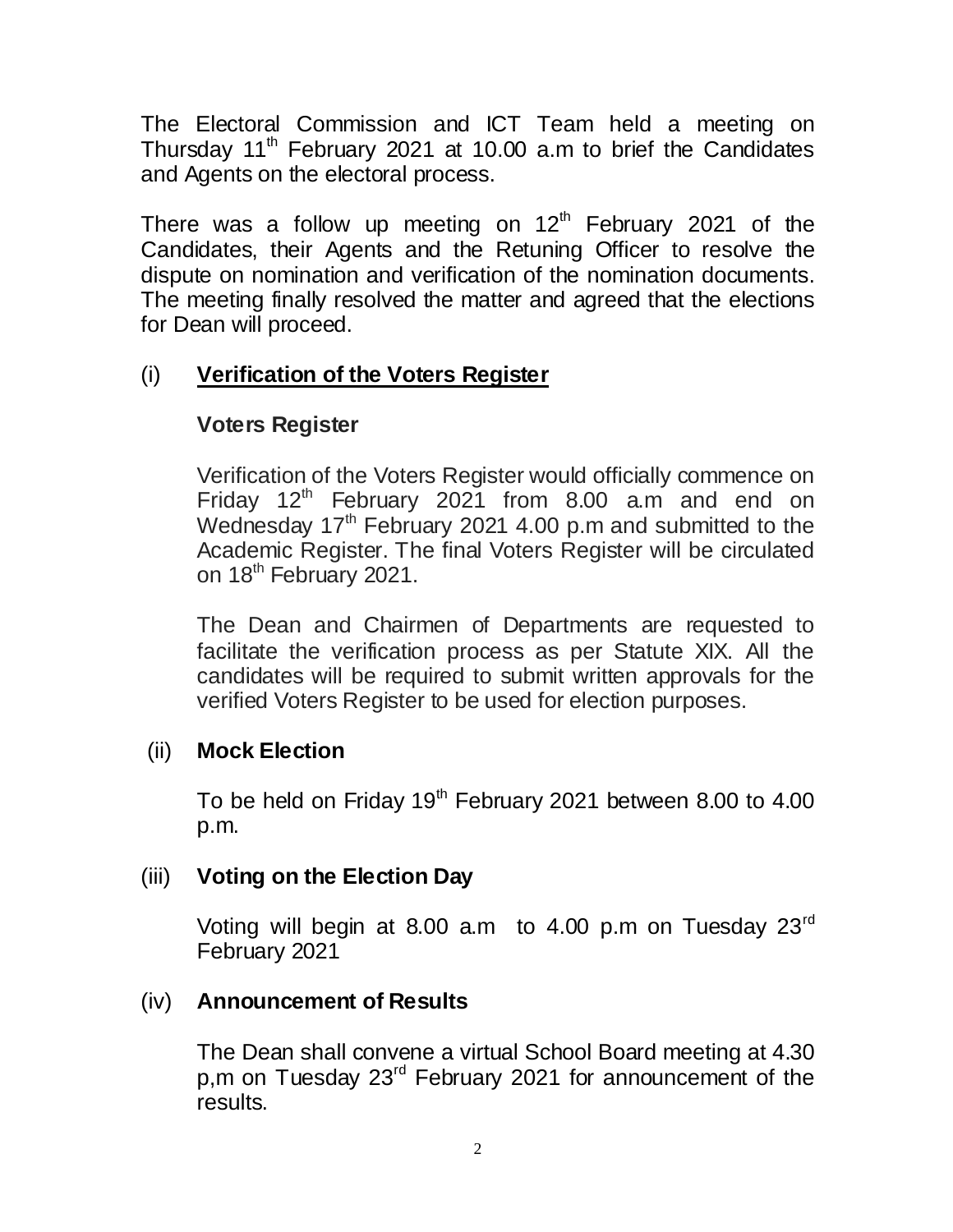The Electoral Commission and ICT Team held a meeting on Thursday 11th February 2021 at 10.00 a.m to brief the Candidates and Agents on the electoral process.

There was a follow up meeting on 12th February 2021 of the Candidates, their Agents and the Retuning Officer to resolve the dispute on nomination and verification of the nomination documents. The meeting finally resolved the matter and agreed that the elections for Dean will proceed.

(i) **<u>Verification of the Voters Register</u>**

**Voters Register**

Verification of the Voters Register would officially commence on Friday 12th February 2021 from 8.00 a.m and end on Wednesday 17th February 2021 4.00 p.m and submitted to the Academic Register. The final Voters Register will be circulated on 18th February 2021.

The Dean and Chairmen of Departments are requested to facilitate the verification process as per Statute XIX. All the candidates will be required to submit written approvals for the verified Voters Register to be used for election purposes.

(ii) **Mock Election**

To be held on Friday 19th February 2021 between 8.00 to 4.00 p.m.

(iii) **Voting on the Election Day**

Voting will begin at 8.00 a.m to 4.00 p.m on Tuesday 23rd February 2021

(iv) **Announcement of Results**

The Dean shall convene a virtual School Board meeting at 4.30 p,m on Tuesday 23rd February 2021 for announcement of the results.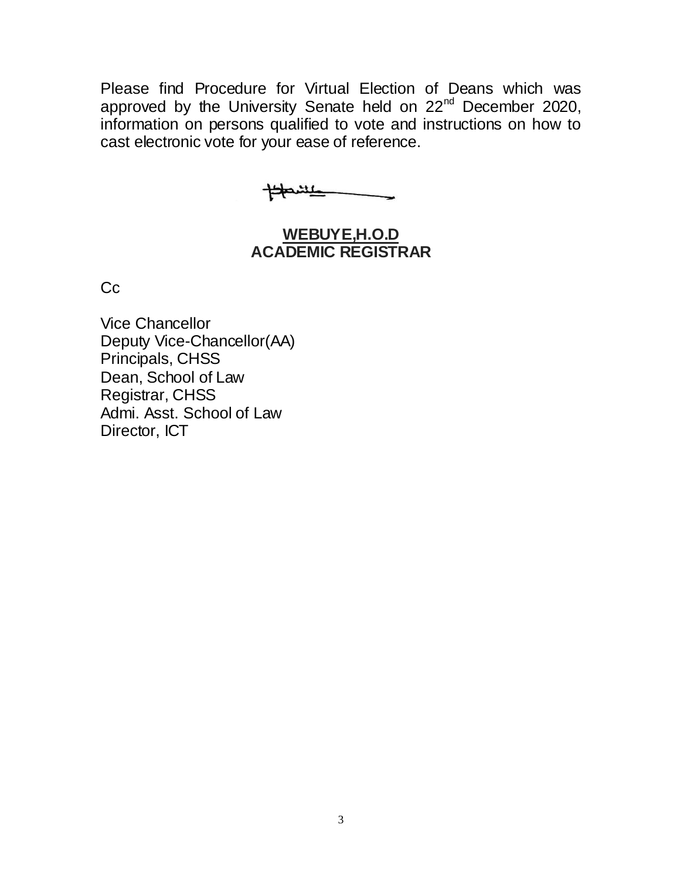Please find Procedure for Virtual Election of Deans which was approved by the University Senate held on 22nd December 2020, information on persons qualified to vote and instructions on how to cast electronic vote for your ease of reference.

**WEBUYE,H.O.D**
**ACADEMIC REGISTRAR**

Cc

Vice Chancellor
Deputy Vice-Chancellor(AA)
Principals, CHSS
Dean, School of Law
Registrar, CHSS
Admi. Asst. School of Law
Director, ICT